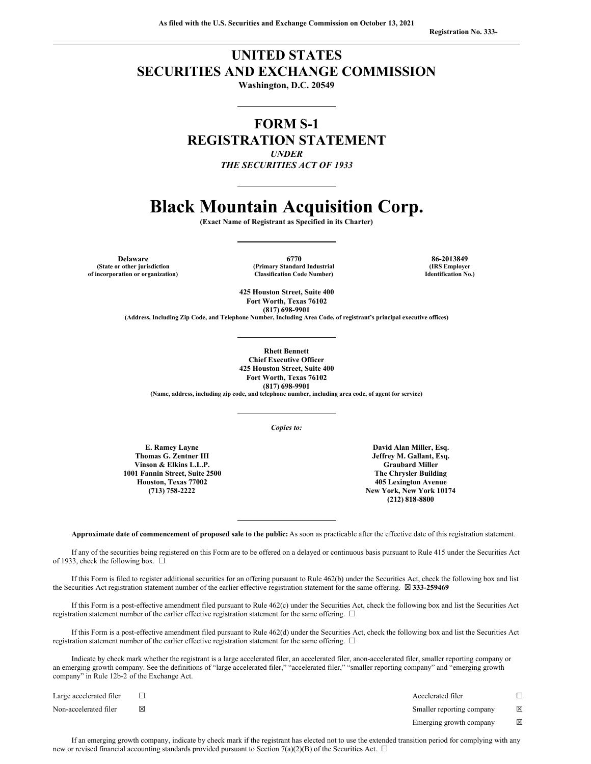**As filed with the U.S. Securities and Exchange Commission on October 13, 2021**

**Registration No. 333-**

# UNITED STATES
# SECURITIES AND EXCHANGE COMMISSION

**Washington, D.C. 20549**

## FORM S-1
## REGISTRATION STATEMENT

*UNDER*
*THE SECURITIES ACT OF 1933*

# Black Mountain Acquisition Corp.

**(Exact Name of Registrant as Specified in its Charter)**

| **Delaware** | **6770** | **86-2013849** |
|---|---|---|
| **(State or other jurisdiction of incorporation or organization)** | **(Primary Standard Industrial Classification Code Number)** | **(IRS Employer Identification No.)** |

**425 Houston Street, Suite 400**
**Fort Worth, Texas 76102**
**(817) 698-9901**
**(Address, Including Zip Code, and Telephone Number, Including Area Code, of registrant's principal executive offices)**

**Rhett Bennett**
**Chief Executive Officer**
**425 Houston Street, Suite 400**
**Fort Worth, Texas 76102**
**(817) 698-9901**
**(Name, address, including zip code, and telephone number, including area code, of agent for service)**

*Copies to:*

**E. Ramey Layne**
**Thomas G. Zentner III**
**Vinson & Elkins L.L.P.**
**1001 Fannin Street, Suite 2500**
**Houston, Texas 77002**
**(713) 758-2222**

**David Alan Miller, Esq.**
**Jeffrey M. Gallant, Esq.**
**Graubard Miller**
**The Chrysler Building**
**405 Lexington Avenue**
**New York, New York 10174**
**(212) 818-8800**

**Approximate date of commencement of proposed sale to the public:** As soon as practicable after the effective date of this registration statement.

If any of the securities being registered on this Form are to be offered on a delayed or continuous basis pursuant to Rule 415 under the Securities Act of 1933, check the following box. ☐

If this Form is filed to register additional securities for an offering pursuant to Rule 462(b) under the Securities Act, check the following box and list the Securities Act registration statement number of the earlier effective registration statement for the same offering. ☒ **333-259469**

If this Form is a post-effective amendment filed pursuant to Rule 462(c) under the Securities Act, check the following box and list the Securities Act registration statement number of the earlier effective registration statement for the same offering. ☐

If this Form is a post-effective amendment filed pursuant to Rule 462(d) under the Securities Act, check the following box and list the Securities Act registration statement number of the earlier effective registration statement for the same offering. ☐

Indicate by check mark whether the registrant is a large accelerated filer, an accelerated filer, anon-accelerated filer, smaller reporting company or an emerging growth company. See the definitions of "large accelerated filer," "accelerated filer," "smaller reporting company" and "emerging growth company" in Rule 12b-2 of the Exchange Act.

| | | | |
|---|---|---|---|
| Large accelerated filer | ☐ | Accelerated filer | ☐ |
| Non-accelerated filer | ☒ | Smaller reporting company | ☒ |
| | | Emerging growth company | ☒ |

If an emerging growth company, indicate by check mark if the registrant has elected not to use the extended transition period for complying with any new or revised financial accounting standards provided pursuant to Section 7(a)(2)(B) of the Securities Act. ☐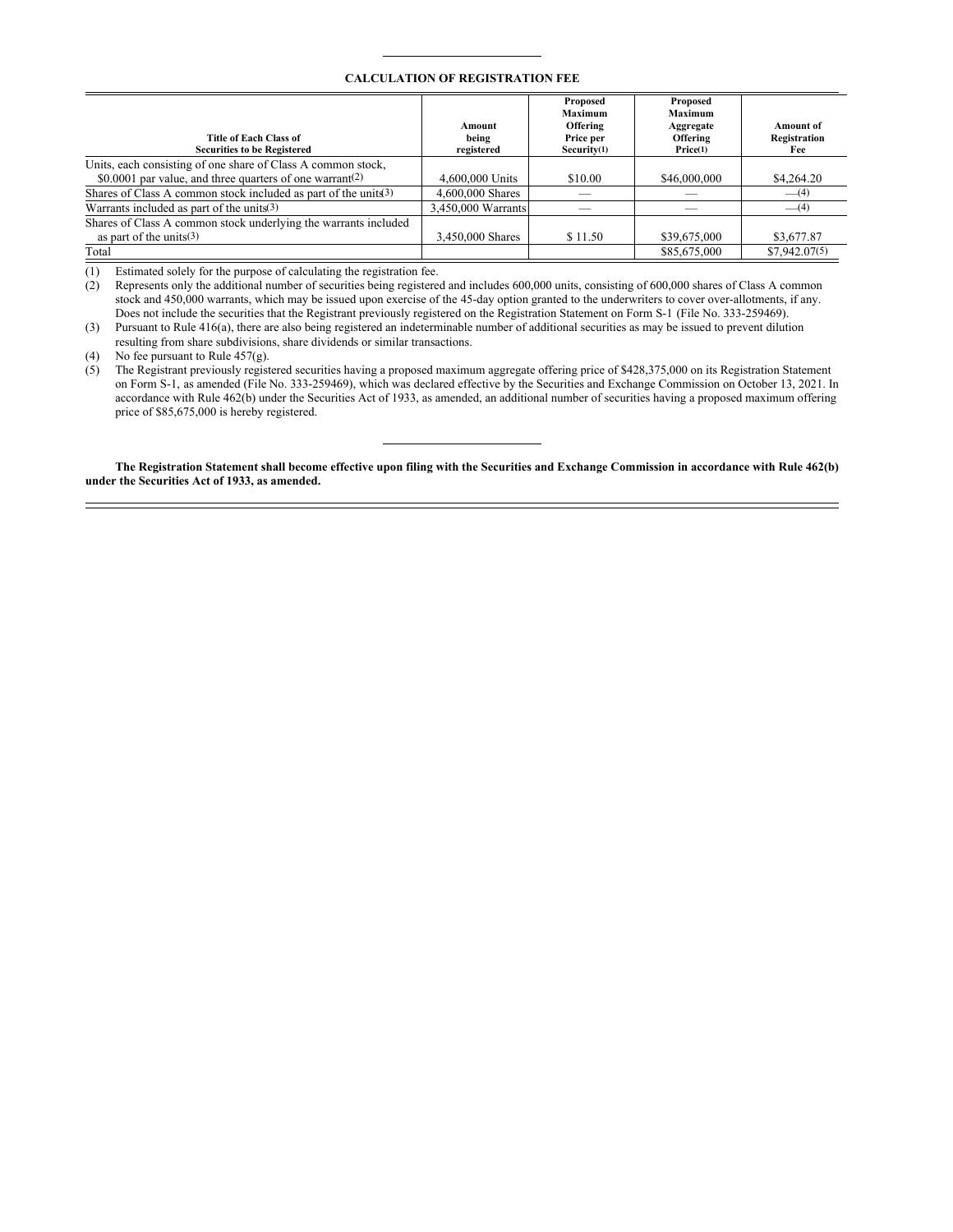**CALCULATION OF REGISTRATION FEE**

| Title of Each Class of Securities to be Registered | Amount being registered | Proposed Maximum Offering Price per Security(1) | Proposed Maximum Aggregate Offering Price(1) | Amount of Registration Fee |
|---|---|---|---|---|
| Units, each consisting of one share of Class A common stock, $0.0001 par value, and three quarters of one warrant(2) | 4,600,000 Units | $10.00 | $46,000,000 | $4,264.20 |
| Shares of Class A common stock included as part of the units(3) | 4,600,000 Shares | — | — | —(4) |
| Warrants included as part of the units(3) | 3,450,000 Warrants | — | — | —(4) |
| Shares of Class A common stock underlying the warrants included as part of the units(3) | 3,450,000 Shares | $ 11.50 | $39,675,000 | $3,677.87 |
| Total | | | $85,675,000 | $7,942.07(5) |

(1) Estimated solely for the purpose of calculating the registration fee.

(2) Represents only the additional number of securities being registered and includes 600,000 units, consisting of 600,000 shares of Class A common stock and 450,000 warrants, which may be issued upon exercise of the 45-day option granted to the underwriters to cover over-allotments, if any. Does not include the securities that the Registrant previously registered on the Registration Statement on Form S-1 (File No. 333-259469).

(3) Pursuant to Rule 416(a), there are also being registered an indeterminable number of additional securities as may be issued to prevent dilution resulting from share subdivisions, share dividends or similar transactions.

(4) No fee pursuant to Rule 457(g).

(5) The Registrant previously registered securities having a proposed maximum aggregate offering price of $428,375,000 on its Registration Statement on Form S-1, as amended (File No. 333-259469), which was declared effective by the Securities and Exchange Commission on October 13, 2021. In accordance with Rule 462(b) under the Securities Act of 1933, as amended, an additional number of securities having a proposed maximum offering price of $85,675,000 is hereby registered.

**The Registration Statement shall become effective upon filing with the Securities and Exchange Commission in accordance with Rule 462(b) under the Securities Act of 1933, as amended.**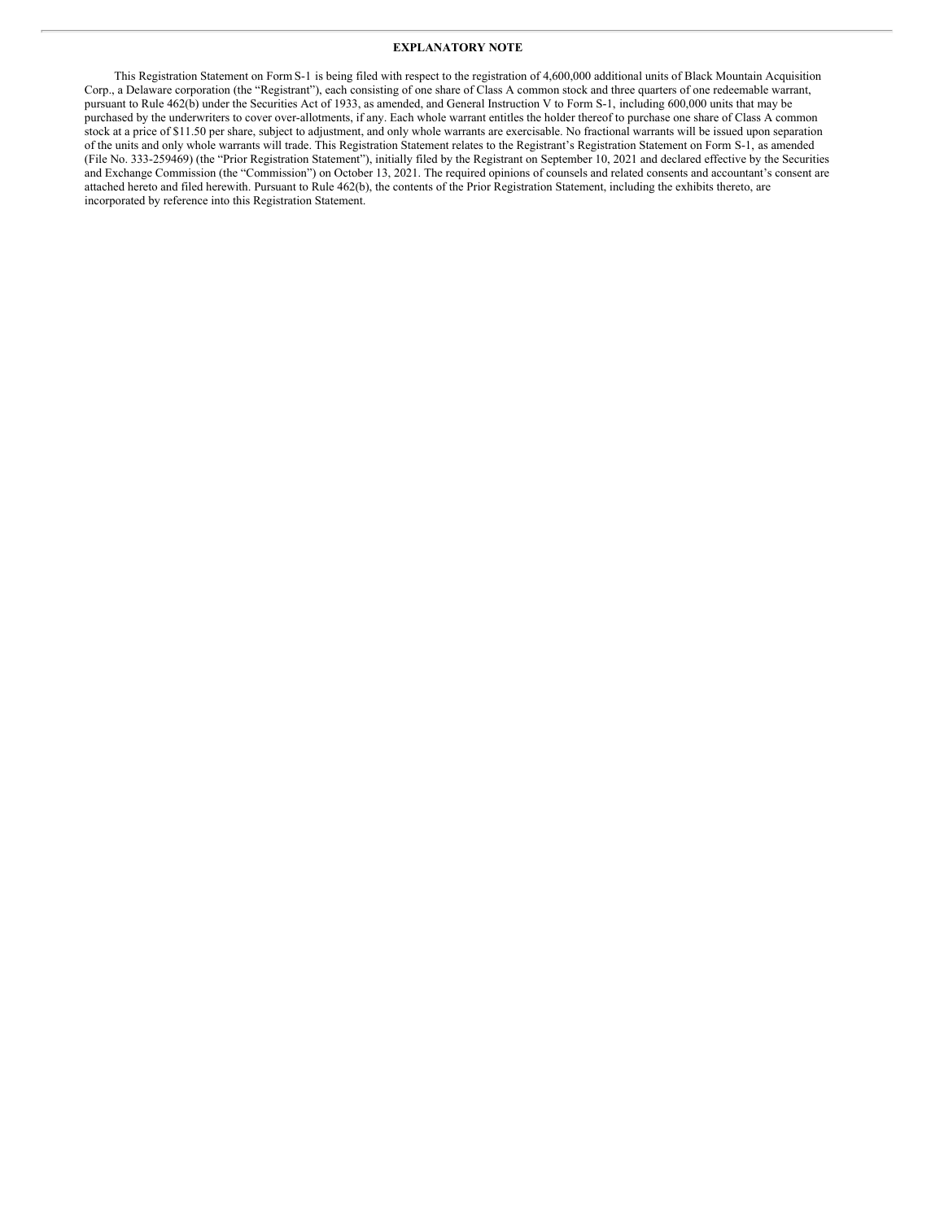## EXPLANATORY NOTE

This Registration Statement on Form S-1 is being filed with respect to the registration of 4,600,000 additional units of Black Mountain Acquisition Corp., a Delaware corporation (the "Registrant"), each consisting of one share of Class A common stock and three quarters of one redeemable warrant, pursuant to Rule 462(b) under the Securities Act of 1933, as amended, and General Instruction V to Form S-1, including 600,000 units that may be purchased by the underwriters to cover over-allotments, if any. Each whole warrant entitles the holder thereof to purchase one share of Class A common stock at a price of $11.50 per share, subject to adjustment, and only whole warrants are exercisable. No fractional warrants will be issued upon separation of the units and only whole warrants will trade. This Registration Statement relates to the Registrant's Registration Statement on Form S-1, as amended (File No. 333-259469) (the "Prior Registration Statement"), initially filed by the Registrant on September 10, 2021 and declared effective by the Securities and Exchange Commission (the "Commission") on October 13, 2021. The required opinions of counsels and related consents and accountant's consent are attached hereto and filed herewith. Pursuant to Rule 462(b), the contents of the Prior Registration Statement, including the exhibits thereto, are incorporated by reference into this Registration Statement.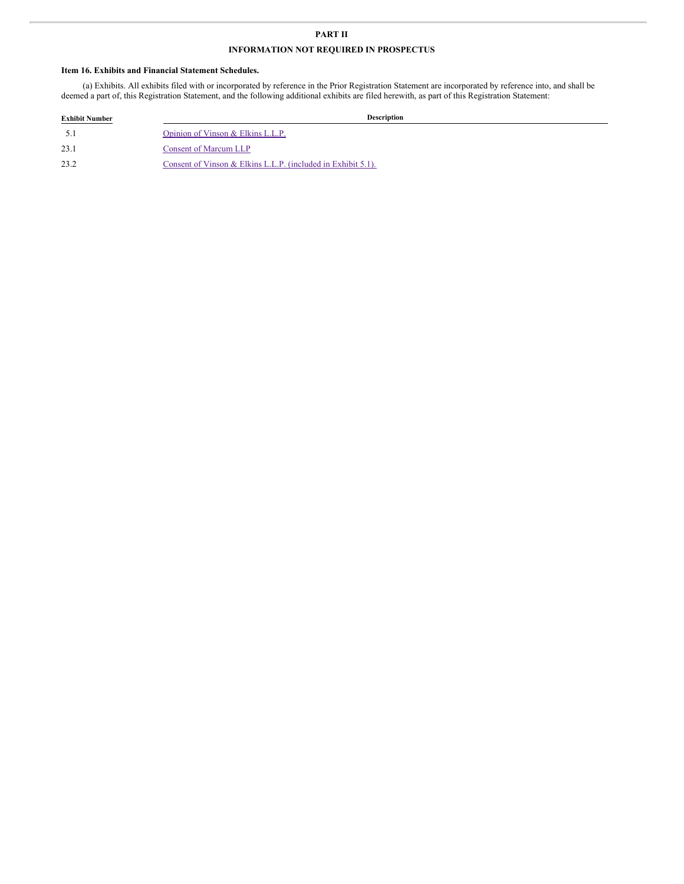# PART II

## INFORMATION NOT REQUIRED IN PROSPECTUS

### Item 16. Exhibits and Financial Statement Schedules.

(a) Exhibits. All exhibits filed with or incorporated by reference in the Prior Registration Statement are incorporated by reference into, and shall be deemed a part of, this Registration Statement, and the following additional exhibits are filed herewith, as part of this Registration Statement:

| Exhibit Number | Description |
|---|---|
| 5.1 | Opinion of Vinson & Elkins L.L.P. |
| 23.1 | Consent of Marcum LLP |
| 23.2 | Consent of Vinson & Elkins L.L.P. (included in Exhibit 5.1). |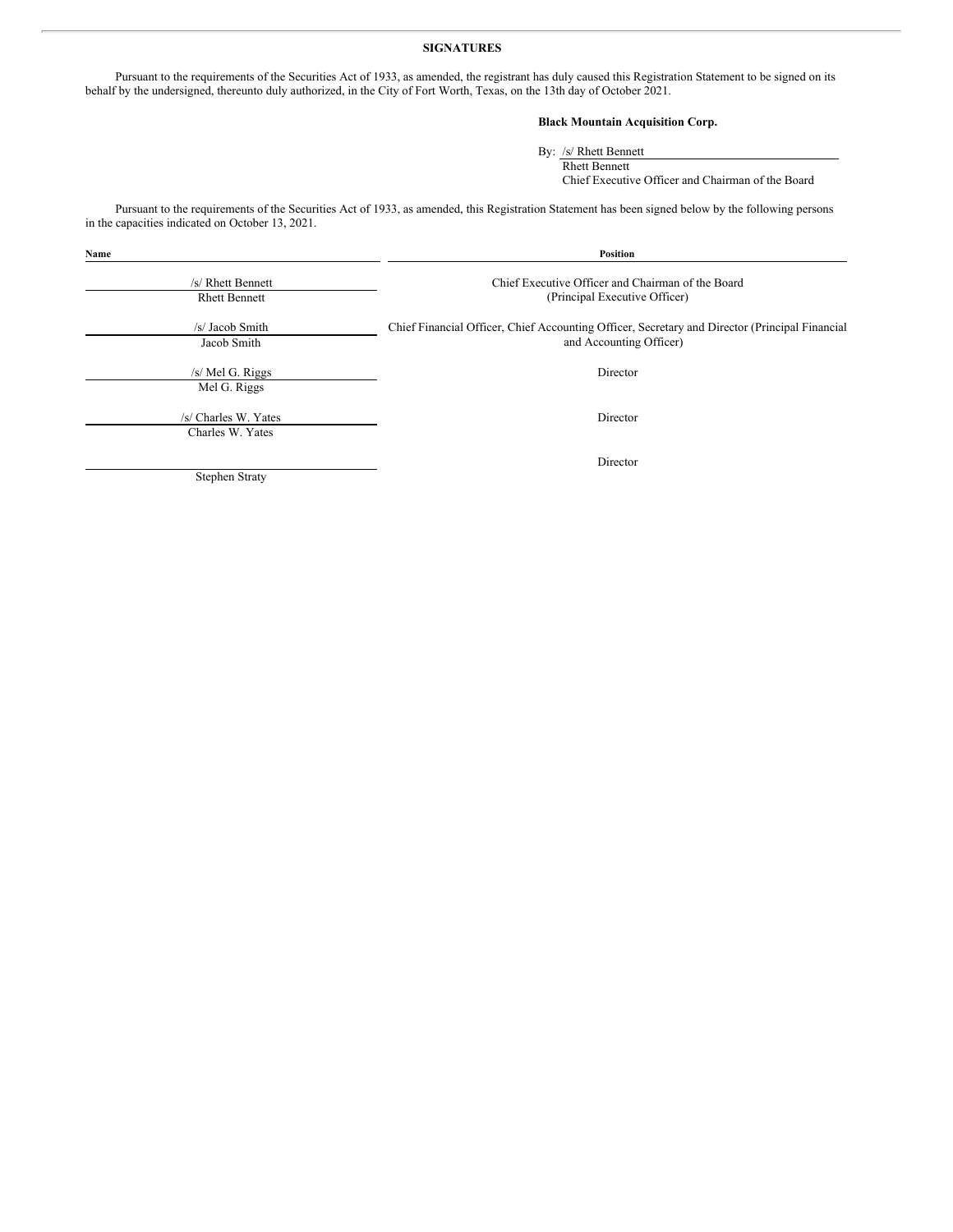## SIGNATURES

Pursuant to the requirements of the Securities Act of 1933, as amended, the registrant has duly caused this Registration Statement to be signed on its behalf by the undersigned, thereunto duly authorized, in the City of Fort Worth, Texas, on the 13th day of October 2021.

**Black Mountain Acquisition Corp.**

By: /s/ Rhett Bennett
Rhett Bennett
Chief Executive Officer and Chairman of the Board

Pursuant to the requirements of the Securities Act of 1933, as amended, this Registration Statement has been signed below by the following persons in the capacities indicated on October 13, 2021.

| Name | Position |
|---|---|
| /s/ Rhett Bennett<br>Rhett Bennett | Chief Executive Officer and Chairman of the Board (Principal Executive Officer) |
| /s/ Jacob Smith<br>Jacob Smith | Chief Financial Officer, Chief Accounting Officer, Secretary and Director (Principal Financial and Accounting Officer) |
| /s/ Mel G. Riggs<br>Mel G. Riggs | Director |
| /s/ Charles W. Yates<br>Charles W. Yates | Director |
| Stephen Straty | Director |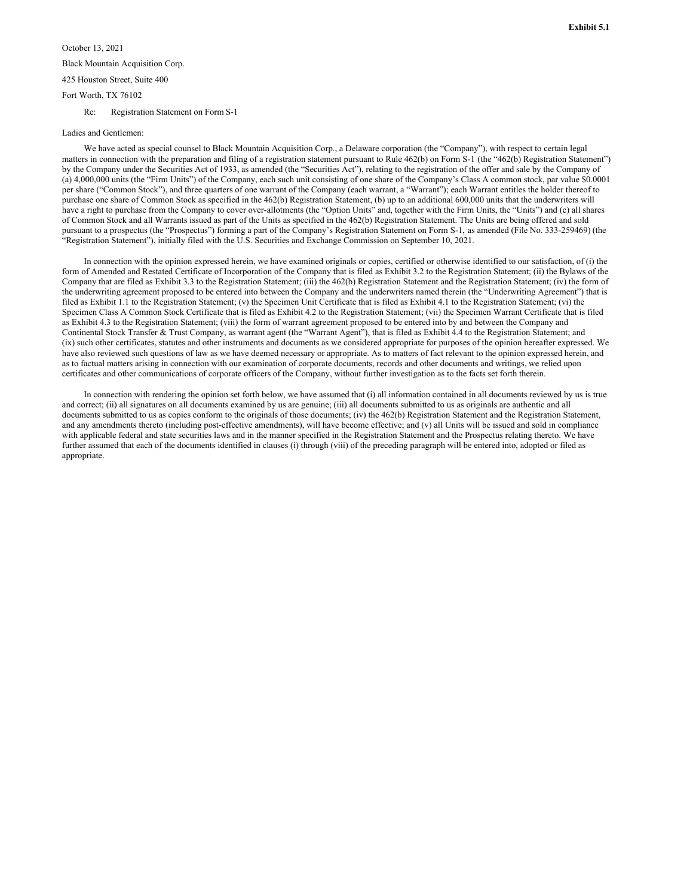**Exhibit 5.1**

October 13, 2021

Black Mountain Acquisition Corp.

425 Houston Street, Suite 400

Fort Worth, TX 76102

Re: Registration Statement on Form S-1

Ladies and Gentlemen:

We have acted as special counsel to Black Mountain Acquisition Corp., a Delaware corporation (the "Company"), with respect to certain legal matters in connection with the preparation and filing of a registration statement pursuant to Rule 462(b) on Form S-1 (the "462(b) Registration Statement") by the Company under the Securities Act of 1933, as amended (the "Securities Act"), relating to the registration of the offer and sale by the Company of (a) 4,000,000 units (the "Firm Units") of the Company, each such unit consisting of one share of the Company's Class A common stock, par value $0.0001 per share ("Common Stock"), and three quarters of one warrant of the Company (each warrant, a "Warrant"); each Warrant entitles the holder thereof to purchase one share of Common Stock as specified in the 462(b) Registration Statement, (b) up to an additional 600,000 units that the underwriters will have a right to purchase from the Company to cover over-allotments (the "Option Units" and, together with the Firm Units, the "Units") and (c) all shares of Common Stock and all Warrants issued as part of the Units as specified in the 462(b) Registration Statement. The Units are being offered and sold pursuant to a prospectus (the "Prospectus") forming a part of the Company's Registration Statement on Form S-1, as amended (File No. 333-259469) (the "Registration Statement"), initially filed with the U.S. Securities and Exchange Commission on September 10, 2021.

In connection with the opinion expressed herein, we have examined originals or copies, certified or otherwise identified to our satisfaction, of (i) the form of Amended and Restated Certificate of Incorporation of the Company that is filed as Exhibit 3.2 to the Registration Statement; (ii) the Bylaws of the Company that are filed as Exhibit 3.3 to the Registration Statement; (iii) the 462(b) Registration Statement and the Registration Statement; (iv) the form of the underwriting agreement proposed to be entered into between the Company and the underwriters named therein (the "Underwriting Agreement") that is filed as Exhibit 1.1 to the Registration Statement; (v) the Specimen Unit Certificate that is filed as Exhibit 4.1 to the Registration Statement; (vi) the Specimen Class A Common Stock Certificate that is filed as Exhibit 4.2 to the Registration Statement; (vii) the Specimen Warrant Certificate that is filed as Exhibit 4.3 to the Registration Statement; (viii) the form of warrant agreement proposed to be entered into by and between the Company and Continental Stock Transfer & Trust Company, as warrant agent (the "Warrant Agent"), that is filed as Exhibit 4.4 to the Registration Statement; and (ix) such other certificates, statutes and other instruments and documents as we considered appropriate for purposes of the opinion hereafter expressed. We have also reviewed such questions of law as we have deemed necessary or appropriate. As to matters of fact relevant to the opinion expressed herein, and as to factual matters arising in connection with our examination of corporate documents, records and other documents and writings, we relied upon certificates and other communications of corporate officers of the Company, without further investigation as to the facts set forth therein.

In connection with rendering the opinion set forth below, we have assumed that (i) all information contained in all documents reviewed by us is true and correct; (ii) all signatures on all documents examined by us are genuine; (iii) all documents submitted to us as originals are authentic and all documents submitted to us as copies conform to the originals of those documents; (iv) the 462(b) Registration Statement and the Registration Statement, and any amendments thereto (including post-effective amendments), will have become effective; and (v) all Units will be issued and sold in compliance with applicable federal and state securities laws and in the manner specified in the Registration Statement and the Prospectus relating thereto. We have further assumed that each of the documents identified in clauses (i) through (viii) of the preceding paragraph will be entered into, adopted or filed as appropriate.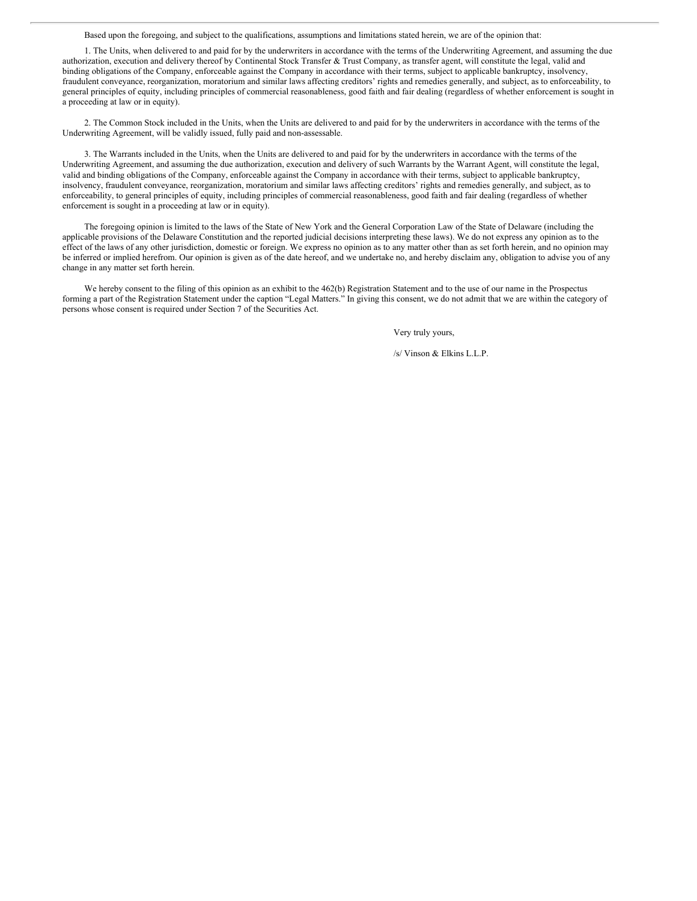Based upon the foregoing, and subject to the qualifications, assumptions and limitations stated herein, we are of the opinion that:

1. The Units, when delivered to and paid for by the underwriters in accordance with the terms of the Underwriting Agreement, and assuming the due authorization, execution and delivery thereof by Continental Stock Transfer & Trust Company, as transfer agent, will constitute the legal, valid and binding obligations of the Company, enforceable against the Company in accordance with their terms, subject to applicable bankruptcy, insolvency, fraudulent conveyance, reorganization, moratorium and similar laws affecting creditors' rights and remedies generally, and subject, as to enforceability, to general principles of equity, including principles of commercial reasonableness, good faith and fair dealing (regardless of whether enforcement is sought in a proceeding at law or in equity).

2. The Common Stock included in the Units, when the Units are delivered to and paid for by the underwriters in accordance with the terms of the Underwriting Agreement, will be validly issued, fully paid and non-assessable.

3. The Warrants included in the Units, when the Units are delivered to and paid for by the underwriters in accordance with the terms of the Underwriting Agreement, and assuming the due authorization, execution and delivery of such Warrants by the Warrant Agent, will constitute the legal, valid and binding obligations of the Company, enforceable against the Company in accordance with their terms, subject to applicable bankruptcy, insolvency, fraudulent conveyance, reorganization, moratorium and similar laws affecting creditors' rights and remedies generally, and subject, as to enforceability, to general principles of equity, including principles of commercial reasonableness, good faith and fair dealing (regardless of whether enforcement is sought in a proceeding at law or in equity).

The foregoing opinion is limited to the laws of the State of New York and the General Corporation Law of the State of Delaware (including the applicable provisions of the Delaware Constitution and the reported judicial decisions interpreting these laws). We do not express any opinion as to the effect of the laws of any other jurisdiction, domestic or foreign. We express no opinion as to any matter other than as set forth herein, and no opinion may be inferred or implied herefrom. Our opinion is given as of the date hereof, and we undertake no, and hereby disclaim any, obligation to advise you of any change in any matter set forth herein.

We hereby consent to the filing of this opinion as an exhibit to the 462(b) Registration Statement and to the use of our name in the Prospectus forming a part of the Registration Statement under the caption "Legal Matters." In giving this consent, we do not admit that we are within the category of persons whose consent is required under Section 7 of the Securities Act.

Very truly yours,

/s/ Vinson & Elkins L.L.P.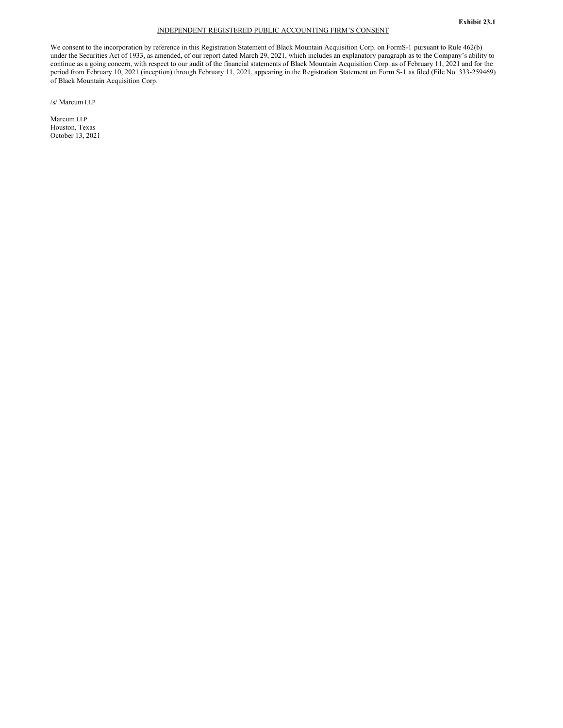**Exhibit 23.1**

INDEPENDENT REGISTERED PUBLIC ACCOUNTING FIRM'S CONSENT

We consent to the incorporation by reference in this Registration Statement of Black Mountain Acquisition Corp. on FormS-1 pursuant to Rule 462(b) under the Securities Act of 1933, as amended, of our report dated March 29, 2021, which includes an explanatory paragraph as to the Company's ability to continue as a going concern, with respect to our audit of the financial statements of Black Mountain Acquisition Corp. as of February 11, 2021 and for the period from February 10, 2021 (inception) through February 11, 2021, appearing in the Registration Statement on Form S-1 as filed (File No. 333-259469) of Black Mountain Acquisition Corp.

/s/ Marcum LLP

Marcum LLP
Houston, Texas
October 13, 2021